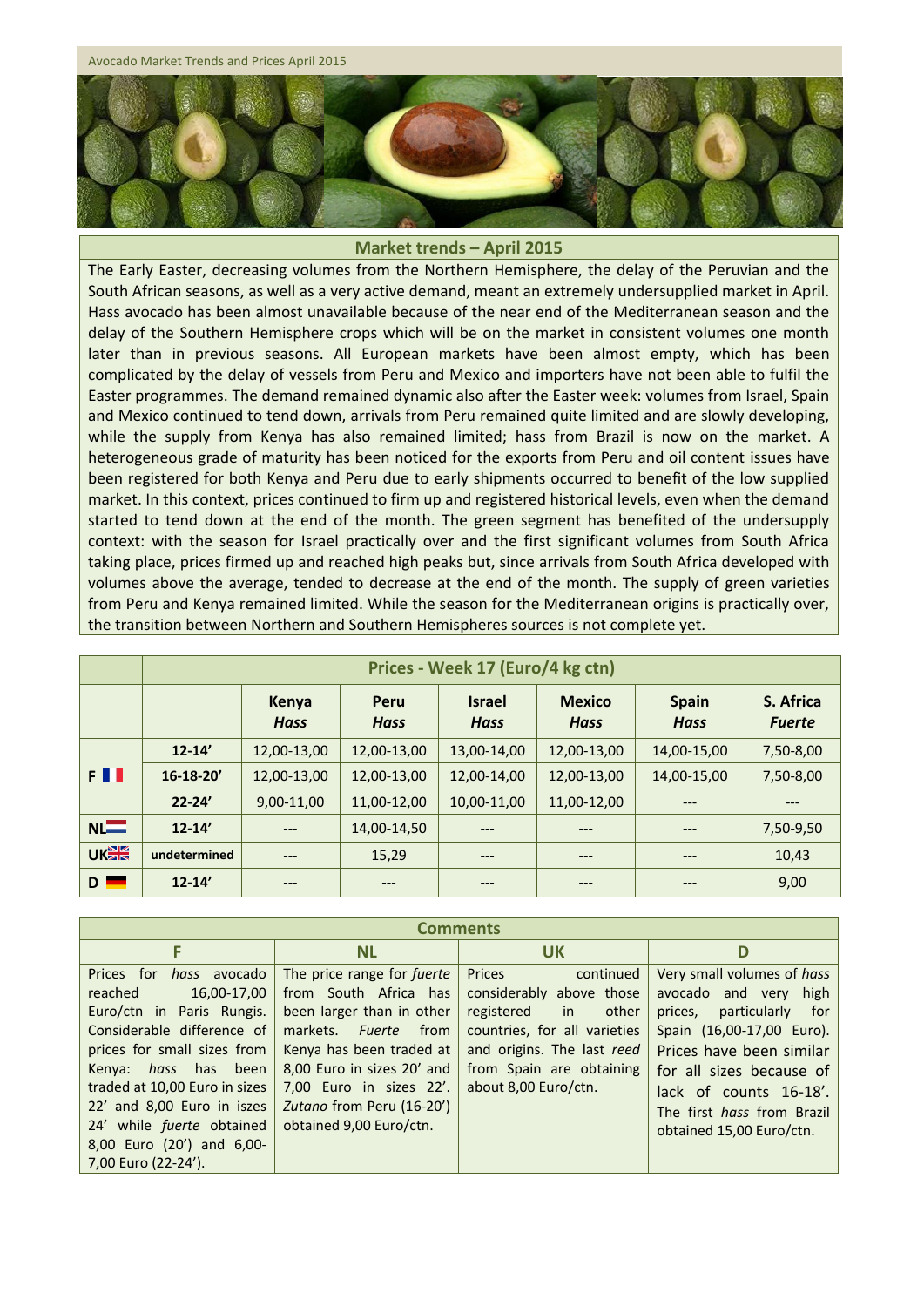Avocado Market Trends and Prices April 2015

## Market trends – April 2015

The Early Easter, decreasing volumes from the Northern Hemisphere, the delay of the Peruvian and the South African seasons, as well as a very active demand, meant an extremely undersupplied market in April. Hass avocado has been almost unavailable because of the near end of the Mediterranean season and the delay of the Southern Hemisphere crops which will be on the market in consistent volumes one month later than in previous seasons. All European markets have been almost empty, which has been complicated by the delay of vessels from Peru and Mexico and importers have not been able to fulfil the Easter programmes. The demand remained dynamic also after the Easter week: volumes from Israel, Spain and Mexico continued to tend down, arrivals from Peru remained quite limited and are slowly developing, while the supply from Kenya has also remained limited; hass from Brazil is now on the market. A heterogeneous grade of maturity has been noticed for the exports from Peru and oil content issues have been registered for both Kenya and Peru due to early shipments occurred to benefit of the low supplied market. In this context, prices continued to firm up and registered historical levels, even when the demand started to tend down at the end of the month. The green segment has benefited of the undersupply context: with the season for Israel practically over and the first significant volumes from South Africa taking place, prices firmed up and reached high peaks but, since arrivals from South Africa developed with volumes above the average, tended to decrease at the end of the month. The supply of green varieties from Peru and Kenya remained limited. While the season for the Mediterranean origins is practically over, the transition between Northern and Southern Hemispheres sources is not complete yet.

| | Prices - Week 17 (Euro/4 kg ctn) | | | | | | |
|---|---|---|---|---|---|---|---|
| | | **Kenya** *Hass* | **Peru** *Hass* | **Israel** *Hass* | **Mexico** *Hass* | **Spain** *Hass* | **S. Africa** *Fuerte* |
| **F** | **12-14'** | 12,00-13,00 | 12,00-13,00 | 13,00-14,00 | 12,00-13,00 | 14,00-15,00 | 7,50-8,00 |
| | **16-18-20'** | 12,00-13,00 | 12,00-13,00 | 12,00-14,00 | 12,00-13,00 | 14,00-15,00 | 7,50-8,00 |
| | **22-24'** | 9,00-11,00 | 11,00-12,00 | 10,00-11,00 | 11,00-12,00 | --- | --- |
| **NL** | **12-14'** | --- | 14,00-14,50 | --- | --- | --- | 7,50-9,50 |
| **UK** | **undetermined** | --- | 15,29 | --- | --- | --- | 10,43 |
| **D** | **12-14'** | --- | --- | --- | --- | --- | 9,00 |

| Comments | | | |
|---|---|---|---|
| **F** | **NL** | **UK** | **D** |
| Prices for *hass* avocado reached 16,00-17,00 Euro/ctn in Paris Rungis. Considerable difference of prices for small sizes from Kenya: *hass* has been traded at 10,00 Euro in sizes 22' and 8,00 Euro in izes 24' while *fuerte* obtained 8,00 Euro (20') and 6,00-7,00 Euro (22-24'). | The price range for *fuerte* from South Africa has been larger than in other markets. *Fuerte* from Kenya has been traded at 8,00 Euro in sizes 20' and 7,00 Euro in sizes 22'. *Zutano* from Peru (16-20') obtained 9,00 Euro/ctn. | Prices continued considerably above those registered in other countries, for all varieties and origins. The last *reed* from Spain are obtaining about 8,00 Euro/ctn. | Very small volumes of *hass* avocado and very high prices, particularly for Spain (16,00-17,00 Euro). Prices have been similar for all sizes because of lack of counts 16-18'. The first *hass* from Brazil obtained 15,00 Euro/ctn. |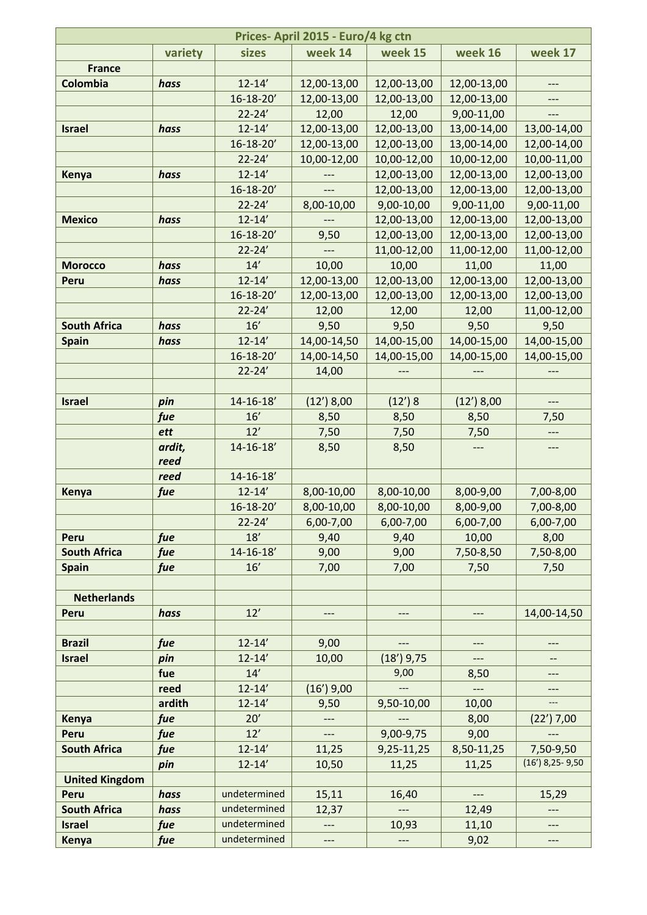| Prices- April 2015 - Euro/4 kg ctn | | | | | | |
|---|---|---|---|---|---|---|
| | **variety** | **sizes** | **week 14** | **week 15** | **week 16** | **week 17** |
| **France** | | | | | | |
| **Colombia** | ***hass*** | 12-14’ | 12,00-13,00 | 12,00-13,00 | 12,00-13,00 | --- |
| | | 16-18-20’ | 12,00-13,00 | 12,00-13,00 | 12,00-13,00 | --- |
| | | 22-24’ | 12,00 | 12,00 | 9,00-11,00 | --- |
| **Israel** | ***hass*** | 12-14’ | 12,00-13,00 | 12,00-13,00 | 13,00-14,00 | 13,00-14,00 |
| | | 16-18-20’ | 12,00-13,00 | 12,00-13,00 | 13,00-14,00 | 12,00-14,00 |
| | | 22-24’ | 10,00-12,00 | 10,00-12,00 | 10,00-12,00 | 10,00-11,00 |
| **Kenya** | ***hass*** | 12-14’ | --- | 12,00-13,00 | 12,00-13,00 | 12,00-13,00 |
| | | 16-18-20’ | --- | 12,00-13,00 | 12,00-13,00 | 12,00-13,00 |
| | | 22-24’ | 8,00-10,00 | 9,00-10,00 | 9,00-11,00 | 9,00-11,00 |
| **Mexico** | ***hass*** | 12-14’ | --- | 12,00-13,00 | 12,00-13,00 | 12,00-13,00 |
| | | 16-18-20’ | 9,50 | 12,00-13,00 | 12,00-13,00 | 12,00-13,00 |
| | | 22-24’ | --- | 11,00-12,00 | 11,00-12,00 | 11,00-12,00 |
| **Morocco** | ***hass*** | 14’ | 10,00 | 10,00 | 11,00 | 11,00 |
| **Peru** | ***hass*** | 12-14’ | 12,00-13,00 | 12,00-13,00 | 12,00-13,00 | 12,00-13,00 |
| | | 16-18-20’ | 12,00-13,00 | 12,00-13,00 | 12,00-13,00 | 12,00-13,00 |
| | | 22-24’ | 12,00 | 12,00 | 12,00 | 11,00-12,00 |
| **South Africa** | ***hass*** | 16’ | 9,50 | 9,50 | 9,50 | 9,50 |
| **Spain** | ***hass*** | 12-14’ | 14,00-14,50 | 14,00-15,00 | 14,00-15,00 | 14,00-15,00 |
| | | 16-18-20’ | 14,00-14,50 | 14,00-15,00 | 14,00-15,00 | 14,00-15,00 |
| | | 22-24’ | 14,00 | --- | --- | --- |
| | | | | | | |
| **Israel** | ***pin*** | 14-16-18’ | (12’) 8,00 | (12’) 8 | (12’) 8,00 | --- |
| | ***fue*** | 16’ | 8,50 | 8,50 | 8,50 | 7,50 |
| | ***ett*** | 12’ | 7,50 | 7,50 | 7,50 | --- |
| | ***ardit, reed*** | 14-16-18’ | 8,50 | 8,50 | --- | --- |
| | ***reed*** | 14-16-18’ | | | | |
| **Kenya** | ***fue*** | 12-14’ | 8,00-10,00 | 8,00-10,00 | 8,00-9,00 | 7,00-8,00 |
| | | 16-18-20’ | 8,00-10,00 | 8,00-10,00 | 8,00-9,00 | 7,00-8,00 |
| | | 22-24’ | 6,00-7,00 | 6,00-7,00 | 6,00-7,00 | 6,00-7,00 |
| **Peru** | ***fue*** | 18’ | 9,40 | 9,40 | 10,00 | 8,00 |
| **South Africa** | ***fue*** | 14-16-18’ | 9,00 | 9,00 | 7,50-8,50 | 7,50-8,00 |
| **Spain** | ***fue*** | 16’ | 7,00 | 7,00 | 7,50 | 7,50 |
| | | | | | | |
| **Netherlands** | | | | | | |
| **Peru** | ***hass*** | 12’ | --- | --- | --- | 14,00-14,50 |
| | | | | | | |
| **Brazil** | ***fue*** | 12-14’ | 9,00 | --- | --- | --- |
| **Israel** | ***pin*** | 12-14’ | 10,00 | (18’) 9,75 | --- | -- |
| | **fue** | 14’ | | 9,00 | 8,50 | --- |
| | **reed** | 12-14’ | (16’) 9,00 | --- | --- | --- |
| | **ardith** | 12-14’ | 9,50 | 9,50-10,00 | 10,00 | --- |
| **Kenya** | ***fue*** | 20’ | --- | --- | 8,00 | (22’) 7,00 |
| **Peru** | ***fue*** | 12’ | --- | 9,00-9,75 | 9,00 | --- |
| **South Africa** | ***fue*** | 12-14’ | 11,25 | 9,25-11,25 | 8,50-11,25 | 7,50-9,50 |
| | ***pin*** | 12-14’ | 10,50 | 11,25 | 11,25 | (16’) 8,25- 9,50 |
| **United Kingdom** | | | | | | |
| **Peru** | ***hass*** | undetermined | 15,11 | 16,40 | --- | 15,29 |
| **South Africa** | ***hass*** | undetermined | 12,37 | --- | 12,49 | --- |
| **Israel** | ***fue*** | undetermined | --- | 10,93 | 11,10 | --- |
| **Kenya** | ***fue*** | undetermined | --- | --- | 9,02 | --- |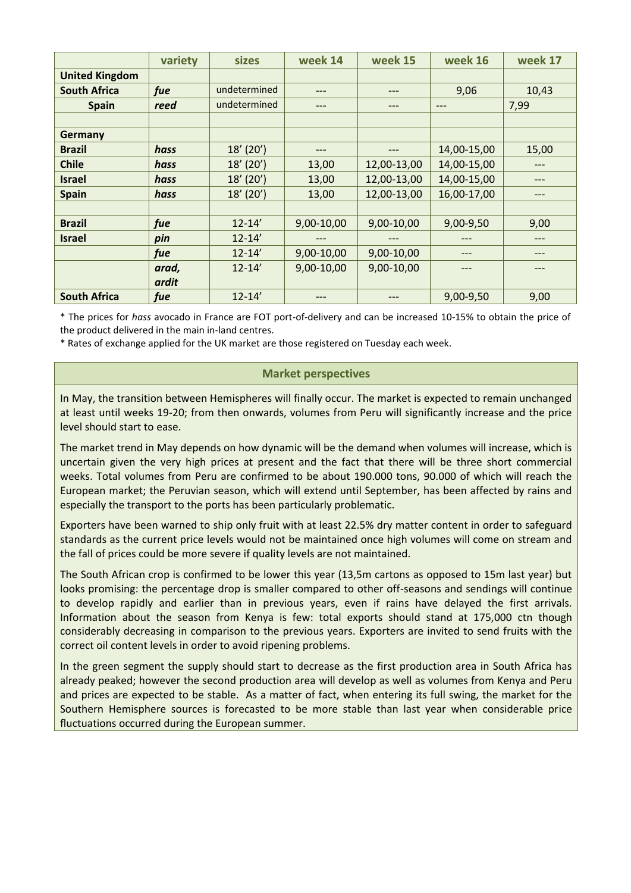| | variety | sizes | week 14 | week 15 | week 16 | week 17 |
|---|---|---|---|---|---|---|
| **United Kingdom** | | | | | | |
| **South Africa** | ***fue*** | undetermined | --- | --- | 9,06 | 10,43 |
| **Spain** | ***reed*** | undetermined | --- | --- | --- | 7,99 |
| | | | | | | |
| **Germany** | | | | | | |
| **Brazil** | ***hass*** | 18' (20') | --- | --- | 14,00-15,00 | 15,00 |
| **Chile** | ***hass*** | 18' (20') | 13,00 | 12,00-13,00 | 14,00-15,00 | --- |
| **Israel** | ***hass*** | 18' (20') | 13,00 | 12,00-13,00 | 14,00-15,00 | --- |
| **Spain** | ***hass*** | 18' (20') | 13,00 | 12,00-13,00 | 16,00-17,00 | --- |
| | | | | | | |
| **Brazil** | ***fue*** | 12-14' | 9,00-10,00 | 9,00-10,00 | 9,00-9,50 | 9,00 |
| **Israel** | ***pin*** | 12-14' | --- | --- | --- | --- |
| | ***fue*** | 12-14' | 9,00-10,00 | 9,00-10,00 | --- | --- |
| | ***arad, ardit*** | 12-14' | 9,00-10,00 | 9,00-10,00 | --- | --- |
| **South Africa** | ***fue*** | 12-14' | --- | --- | 9,00-9,50 | 9,00 |

* The prices for *hass* avocado in France are FOT port-of-delivery and can be increased 10-15% to obtain the price of the product delivered in the main in-land centres.
* Rates of exchange applied for the UK market are those registered on Tuesday each week.

## Market perspectives

In May, the transition between Hemispheres will finally occur. The market is expected to remain unchanged at least until weeks 19-20; from then onwards, volumes from Peru will significantly increase and the price level should start to ease.

The market trend in May depends on how dynamic will be the demand when volumes will increase, which is uncertain given the very high prices at present and the fact that there will be three short commercial weeks. Total volumes from Peru are confirmed to be about 190.000 tons, 90.000 of which will reach the European market; the Peruvian season, which will extend until September, has been affected by rains and especially the transport to the ports has been particularly problematic.

Exporters have been warned to ship only fruit with at least 22.5% dry matter content in order to safeguard standards as the current price levels would not be maintained once high volumes will come on stream and the fall of prices could be more severe if quality levels are not maintained.

The South African crop is confirmed to be lower this year (13,5m cartons as opposed to 15m last year) but looks promising: the percentage drop is smaller compared to other off-seasons and sendings will continue to develop rapidly and earlier than in previous years, even if rains have delayed the first arrivals. Information about the season from Kenya is few: total exports should stand at 175,000 ctn though considerably decreasing in comparison to the previous years. Exporters are invited to send fruits with the correct oil content levels in order to avoid ripening problems.

In the green segment the supply should start to decrease as the first production area in South Africa has already peaked; however the second production area will develop as well as volumes from Kenya and Peru and prices are expected to be stable. As a matter of fact, when entering its full swing, the market for the Southern Hemisphere sources is forecasted to be more stable than last year when considerable price fluctuations occurred during the European summer.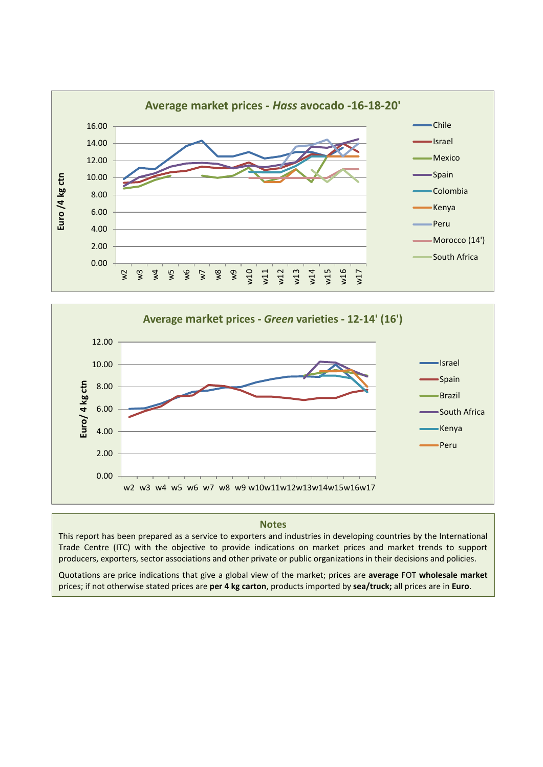## Average market prices - *Hass* avocado -16-18-20'

Euro /4 kg ctn

Chile, Israel, Mexico, Spain, Colombia, Kenya, Peru, Morocco (14'), South Africa

w2 w3 w4 w5 w6 w7 w8 w9 w10 w11 w12 w13 w14 w15 w16 w17

## Average market prices - *Green* varieties - 12-14' (16')

Euro/ 4 kg ctn

Israel, Spain, Brazil, South Africa, Kenya, Peru

w2 w3 w4 w5 w6 w7 w8 w9 w10 w11 w12 w13 w14 w15 w16 w17

## Notes

This report has been prepared as a service to exporters and industries in developing countries by the International Trade Centre (ITC) with the objective to provide indications on market prices and market trends to support producers, exporters, sector associations and other private or public organizations in their decisions and policies.

Quotations are price indications that give a global view of the market; prices are **average** FOT **wholesale market** prices; if not otherwise stated prices are **per 4 kg carton**, products imported by **sea/truck;** all prices are in **Euro**.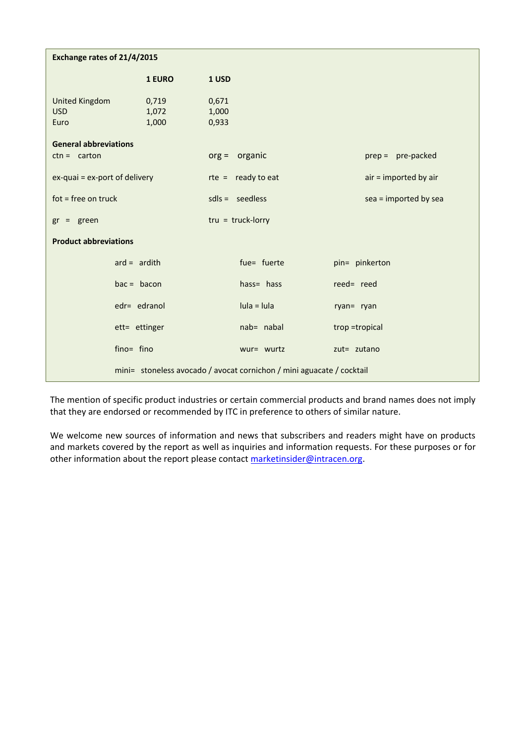**Exchange rates of 21/4/2015**

| | 1 EURO | 1 USD |
|---|---|---|
| United Kingdom | 0,719 | 0,671 |
| USD | 1,072 | 1,000 |
| Euro | 1,000 | 0,933 |

**General abbreviations**

| | | |
|---|---|---|
| ctn = carton | org = organic | prep = pre-packed |
| ex-quai = ex-port of delivery | rte = ready to eat | air = imported by air |
| fot = free on truck | sdls = seedless | sea = imported by sea |
| gr = green | tru = truck-lorry | |

**Product abbreviations**

| | | |
|---|---|---|
| ard = ardith | fue= fuerte | pin= pinkerton |
| bac = bacon | hass= hass | reed= reed |
| edr= edranol | lula = lula | ryan= ryan |
| ett= ettinger | nab= nabal | trop =tropical |
| fino= fino | wur= wurtz | zut= zutano |

mini= stoneless avocado / avocat cornichon / mini aguacate / cocktail

The mention of specific product industries or certain commercial products and brand names does not imply that they are endorsed or recommended by ITC in preference to others of similar nature.

We welcome new sources of information and news that subscribers and readers might have on products and markets covered by the report as well as inquiries and information requests. For these purposes or for other information about the report please contact marketinsider@intracen.org.